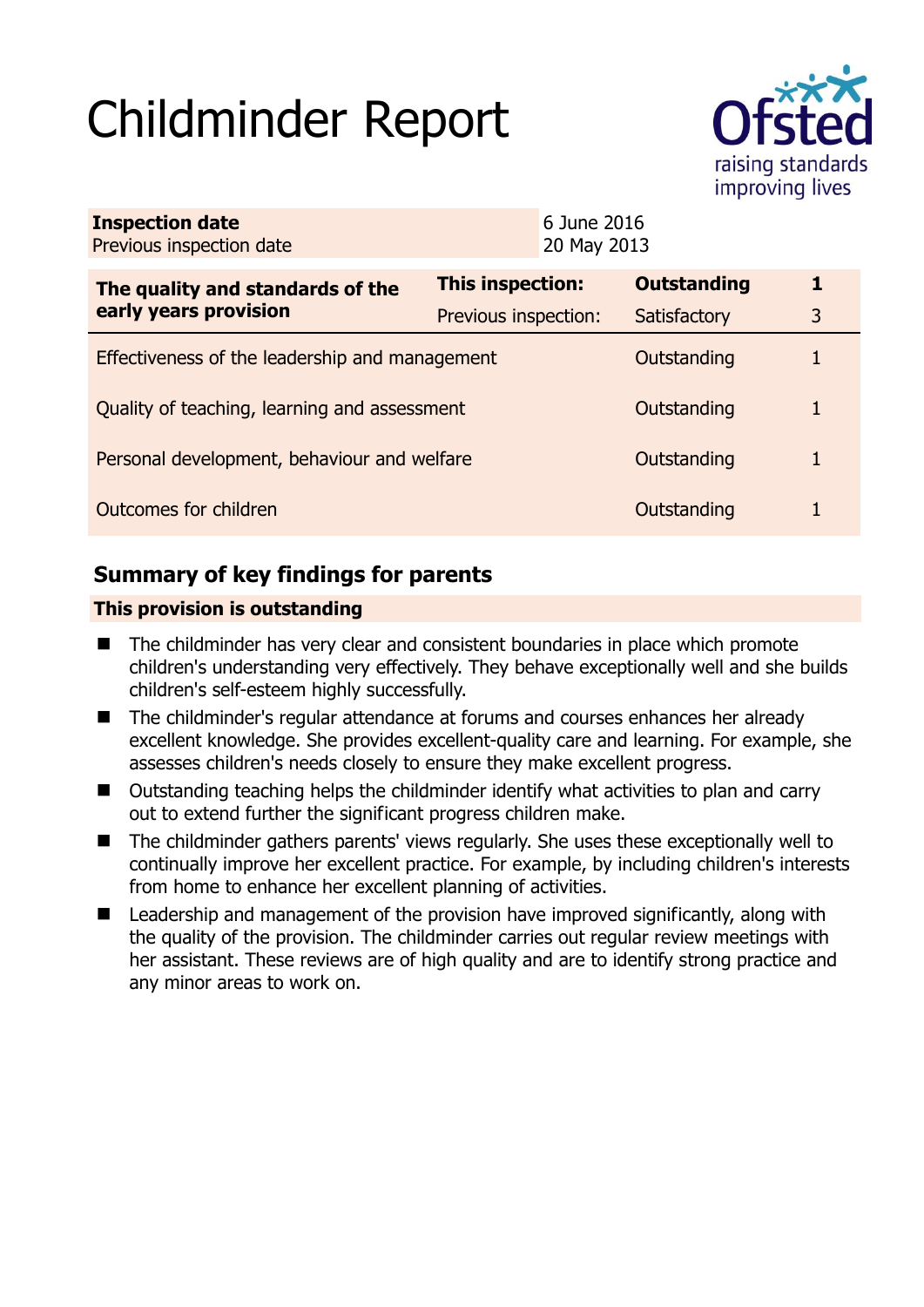# Childminder Report

| **Inspection date** | 6 June 2016 |
|---|---|
| Previous inspection date | 20 May 2013 |

| **The quality and standards of the early years provision** | **This inspection:** | **Outstanding** | **1** |
|---|---|---|---|
| | Previous inspection: | Satisfactory | 3 |
| Effectiveness of the leadership and management | | Outstanding | 1 |
| Quality of teaching, learning and assessment | | Outstanding | 1 |
| Personal development, behaviour and welfare | | Outstanding | 1 |
| Outcomes for children | | Outstanding | 1 |

## Summary of key findings for parents

**This provision is outstanding**

- The childminder has very clear and consistent boundaries in place which promote children's understanding very effectively. They behave exceptionally well and she builds children's self-esteem highly successfully.
- The childminder's regular attendance at forums and courses enhances her already excellent knowledge. She provides excellent-quality care and learning. For example, she assesses children's needs closely to ensure they make excellent progress.
- Outstanding teaching helps the childminder identify what activities to plan and carry out to extend further the significant progress children make.
- The childminder gathers parents' views regularly. She uses these exceptionally well to continually improve her excellent practice. For example, by including children's interests from home to enhance her excellent planning of activities.
- Leadership and management of the provision have improved significantly, along with the quality of the provision. The childminder carries out regular review meetings with her assistant. These reviews are of high quality and are to identify strong practice and any minor areas to work on.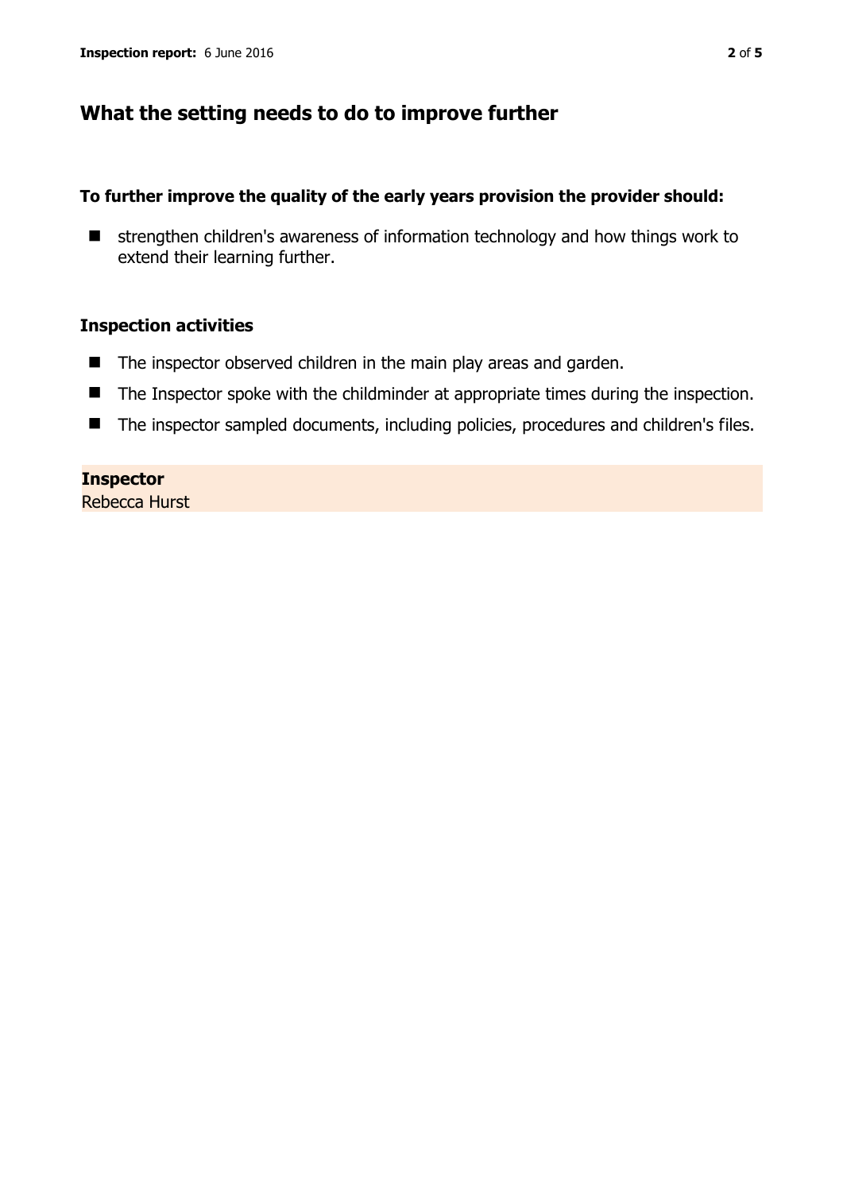## What the setting needs to do to improve further

**To further improve the quality of the early years provision the provider should:**

- strengthen children's awareness of information technology and how things work to extend their learning further.

### Inspection activities

- The inspector observed children in the main play areas and garden.
- The Inspector spoke with the childminder at appropriate times during the inspection.
- The inspector sampled documents, including policies, procedures and children's files.

**Inspector**
Rebecca Hurst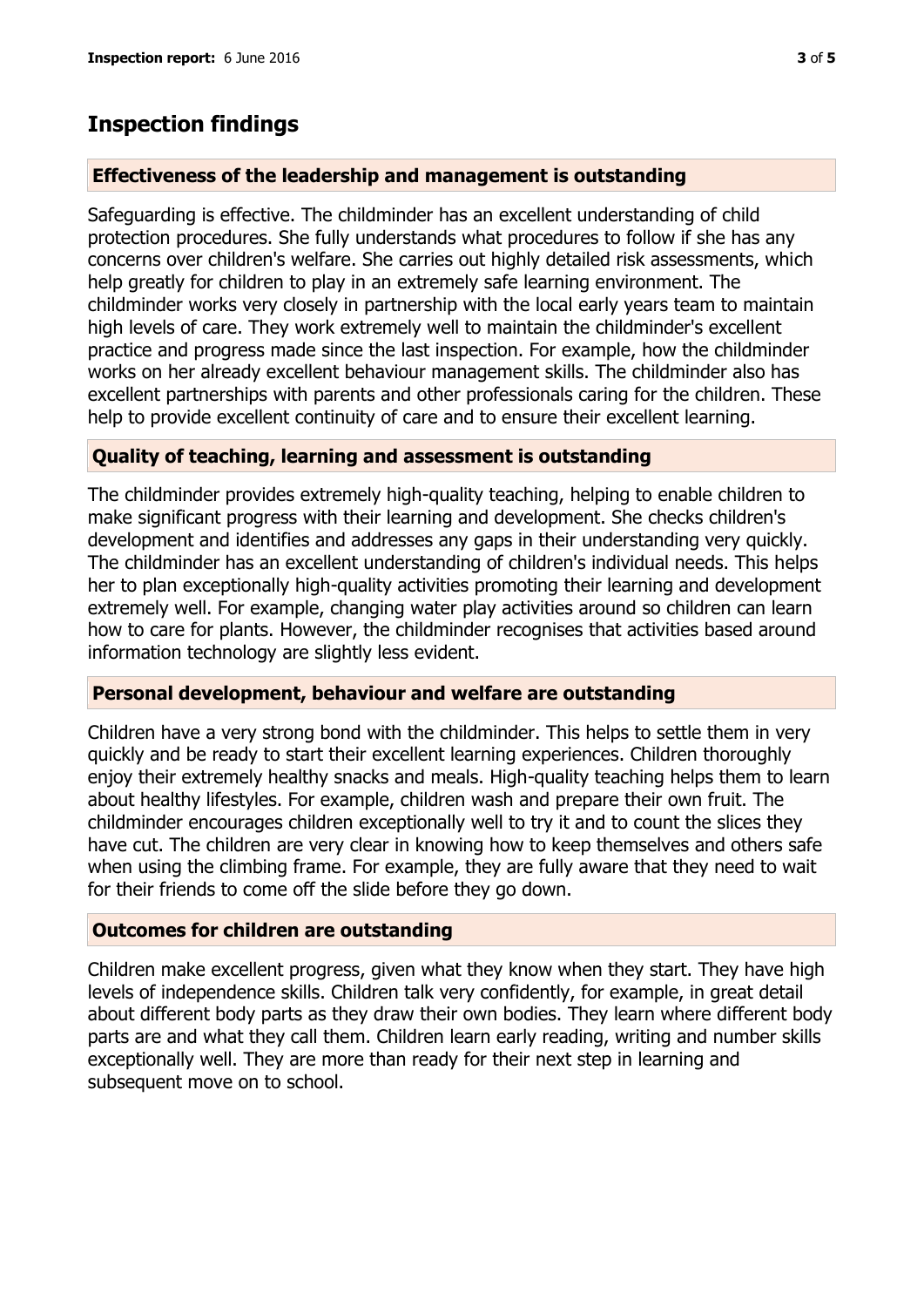## Inspection findings

### Effectiveness of the leadership and management is outstanding

Safeguarding is effective. The childminder has an excellent understanding of child protection procedures. She fully understands what procedures to follow if she has any concerns over children's welfare. She carries out highly detailed risk assessments, which help greatly for children to play in an extremely safe learning environment. The childminder works very closely in partnership with the local early years team to maintain high levels of care. They work extremely well to maintain the childminder's excellent practice and progress made since the last inspection. For example, how the childminder works on her already excellent behaviour management skills. The childminder also has excellent partnerships with parents and other professionals caring for the children. These help to provide excellent continuity of care and to ensure their excellent learning.

### Quality of teaching, learning and assessment is outstanding

The childminder provides extremely high-quality teaching, helping to enable children to make significant progress with their learning and development. She checks children's development and identifies and addresses any gaps in their understanding very quickly. The childminder has an excellent understanding of children's individual needs. This helps her to plan exceptionally high-quality activities promoting their learning and development extremely well. For example, changing water play activities around so children can learn how to care for plants. However, the childminder recognises that activities based around information technology are slightly less evident.

### Personal development, behaviour and welfare are outstanding

Children have a very strong bond with the childminder. This helps to settle them in very quickly and be ready to start their excellent learning experiences. Children thoroughly enjoy their extremely healthy snacks and meals. High-quality teaching helps them to learn about healthy lifestyles. For example, children wash and prepare their own fruit. The childminder encourages children exceptionally well to try it and to count the slices they have cut. The children are very clear in knowing how to keep themselves and others safe when using the climbing frame. For example, they are fully aware that they need to wait for their friends to come off the slide before they go down.

### Outcomes for children are outstanding

Children make excellent progress, given what they know when they start. They have high levels of independence skills. Children talk very confidently, for example, in great detail about different body parts as they draw their own bodies. They learn where different body parts are and what they call them. Children learn early reading, writing and number skills exceptionally well. They are more than ready for their next step in learning and subsequent move on to school.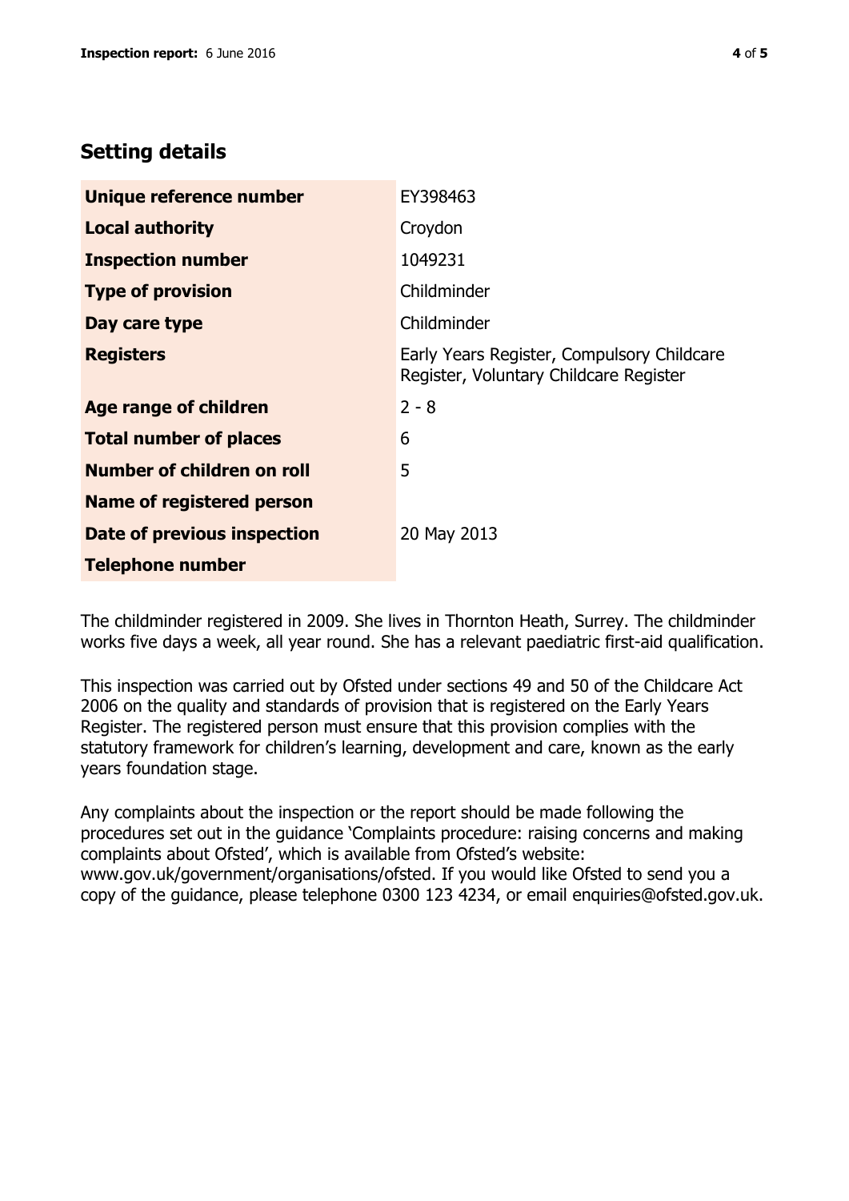## Setting details

| | |
|---|---|
| **Unique reference number** | EY398463 |
| **Local authority** | Croydon |
| **Inspection number** | 1049231 |
| **Type of provision** | Childminder |
| **Day care type** | Childminder |
| **Registers** | Early Years Register, Compulsory Childcare Register, Voluntary Childcare Register |
| **Age range of children** | 2 - 8 |
| **Total number of places** | 6 |
| **Number of children on roll** | 5 |
| **Name of registered person** | |
| **Date of previous inspection** | 20 May 2013 |
| **Telephone number** | |

The childminder registered in 2009. She lives in Thornton Heath, Surrey. The childminder works five days a week, all year round. She has a relevant paediatric first-aid qualification.

This inspection was carried out by Ofsted under sections 49 and 50 of the Childcare Act 2006 on the quality and standards of provision that is registered on the Early Years Register. The registered person must ensure that this provision complies with the statutory framework for children's learning, development and care, known as the early years foundation stage.

Any complaints about the inspection or the report should be made following the procedures set out in the guidance 'Complaints procedure: raising concerns and making complaints about Ofsted', which is available from Ofsted's website: www.gov.uk/government/organisations/ofsted. If you would like Ofsted to send you a copy of the guidance, please telephone 0300 123 4234, or email enquiries@ofsted.gov.uk.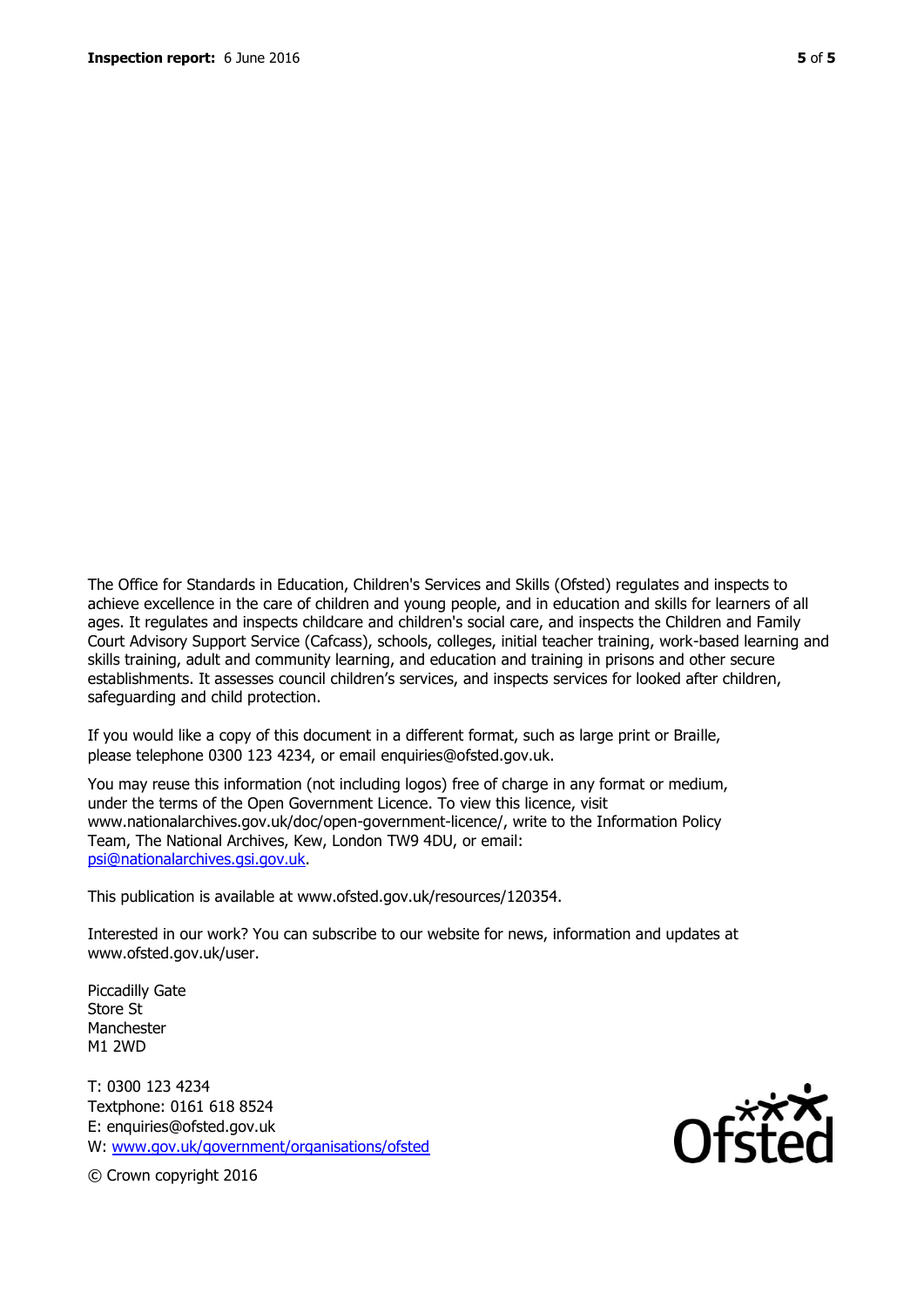The Office for Standards in Education, Children's Services and Skills (Ofsted) regulates and inspects to achieve excellence in the care of children and young people, and in education and skills for learners of all ages. It regulates and inspects childcare and children's social care, and inspects the Children and Family Court Advisory Support Service (Cafcass), schools, colleges, initial teacher training, work-based learning and skills training, adult and community learning, and education and training in prisons and other secure establishments. It assesses council children's services, and inspects services for looked after children, safeguarding and child protection.

If you would like a copy of this document in a different format, such as large print or Braille, please telephone 0300 123 4234, or email enquiries@ofsted.gov.uk.

You may reuse this information (not including logos) free of charge in any format or medium, under the terms of the Open Government Licence. To view this licence, visit www.nationalarchives.gov.uk/doc/open-government-licence/, write to the Information Policy Team, The National Archives, Kew, London TW9 4DU, or email: psi@nationalarchives.gsi.gov.uk.

This publication is available at www.ofsted.gov.uk/resources/120354.

Interested in our work? You can subscribe to our website for news, information and updates at www.ofsted.gov.uk/user.

Piccadilly Gate
Store St
Manchester
M1 2WD

T: 0300 123 4234
Textphone: 0161 618 8524
E: enquiries@ofsted.gov.uk
W: www.gov.uk/government/organisations/ofsted

© Crown copyright 2016